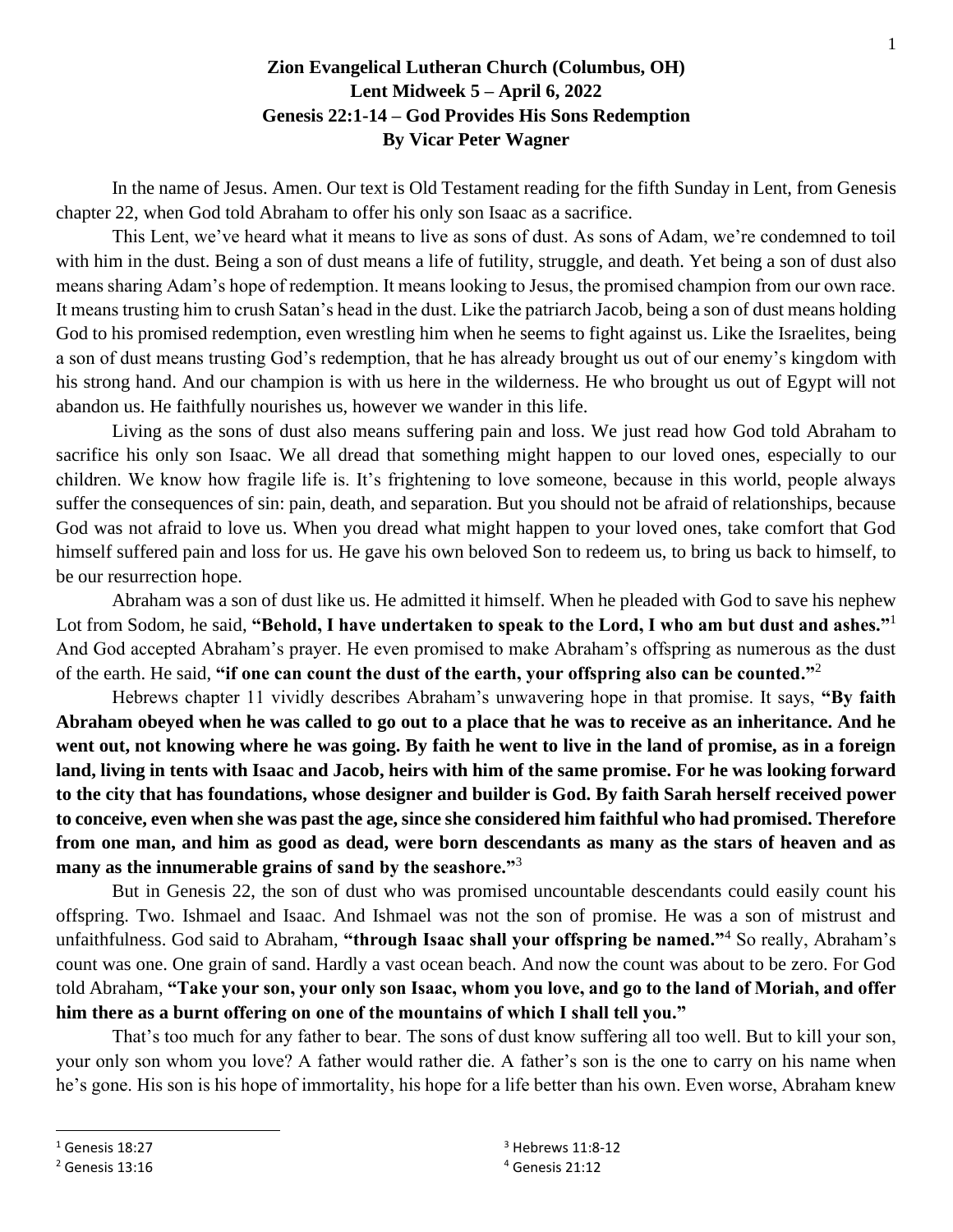**Zion Evangelical Lutheran Church (Columbus, OH)**
**Lent Midweek 5 – April 6, 2022**
**Genesis 22:1-14 – God Provides His Sons Redemption**
**By Vicar Peter Wagner**

In the name of Jesus. Amen. Our text is Old Testament reading for the fifth Sunday in Lent, from Genesis chapter 22, when God told Abraham to offer his only son Isaac as a sacrifice.

This Lent, we've heard what it means to live as sons of dust. As sons of Adam, we're condemned to toil with him in the dust. Being a son of dust means a life of futility, struggle, and death. Yet being a son of dust also means sharing Adam's hope of redemption. It means looking to Jesus, the promised champion from our own race. It means trusting him to crush Satan's head in the dust. Like the patriarch Jacob, being a son of dust means holding God to his promised redemption, even wrestling him when he seems to fight against us. Like the Israelites, being a son of dust means trusting God's redemption, that he has already brought us out of our enemy's kingdom with his strong hand. And our champion is with us here in the wilderness. He who brought us out of Egypt will not abandon us. He faithfully nourishes us, however we wander in this life.

Living as the sons of dust also means suffering pain and loss. We just read how God told Abraham to sacrifice his only son Isaac. We all dread that something might happen to our loved ones, especially to our children. We know how fragile life is. It's frightening to love someone, because in this world, people always suffer the consequences of sin: pain, death, and separation. But you should not be afraid of relationships, because God was not afraid to love us. When you dread what might happen to your loved ones, take comfort that God himself suffered pain and loss for us. He gave his own beloved Son to redeem us, to bring us back to himself, to be our resurrection hope.

Abraham was a son of dust like us. He admitted it himself. When he pleaded with God to save his nephew Lot from Sodom, he said, **"Behold, I have undertaken to speak to the Lord, I who am but dust and ashes."**[1] And God accepted Abraham's prayer. He even promised to make Abraham's offspring as numerous as the dust of the earth. He said, **"if one can count the dust of the earth, your offspring also can be counted."**[2]

Hebrews chapter 11 vividly describes Abraham's unwavering hope in that promise. It says, **"By faith Abraham obeyed when he was called to go out to a place that he was to receive as an inheritance. And he went out, not knowing where he was going. By faith he went to live in the land of promise, as in a foreign land, living in tents with Isaac and Jacob, heirs with him of the same promise. For he was looking forward to the city that has foundations, whose designer and builder is God. By faith Sarah herself received power to conceive, even when she was past the age, since she considered him faithful who had promised. Therefore from one man, and him as good as dead, were born descendants as many as the stars of heaven and as many as the innumerable grains of sand by the seashore."**[3]

But in Genesis 22, the son of dust who was promised uncountable descendants could easily count his offspring. Two. Ishmael and Isaac. And Ishmael was not the son of promise. He was a son of mistrust and unfaithfulness. God said to Abraham, **"through Isaac shall your offspring be named."**[4] So really, Abraham's count was one. One grain of sand. Hardly a vast ocean beach. And now the count was about to be zero. For God told Abraham, **"Take your son, your only son Isaac, whom you love, and go to the land of Moriah, and offer him there as a burnt offering on one of the mountains of which I shall tell you."**

That's too much for any father to bear. The sons of dust know suffering all too well. But to kill your son, your only son whom you love? A father would rather die. A father's son is the one to carry on his name when he's gone. His son is his hope of immortality, his hope for a life better than his own. Even worse, Abraham knew

---

[1] Genesis 18:27

[2] Genesis 13:16

[3] Hebrews 11:8-12

[4] Genesis 21:12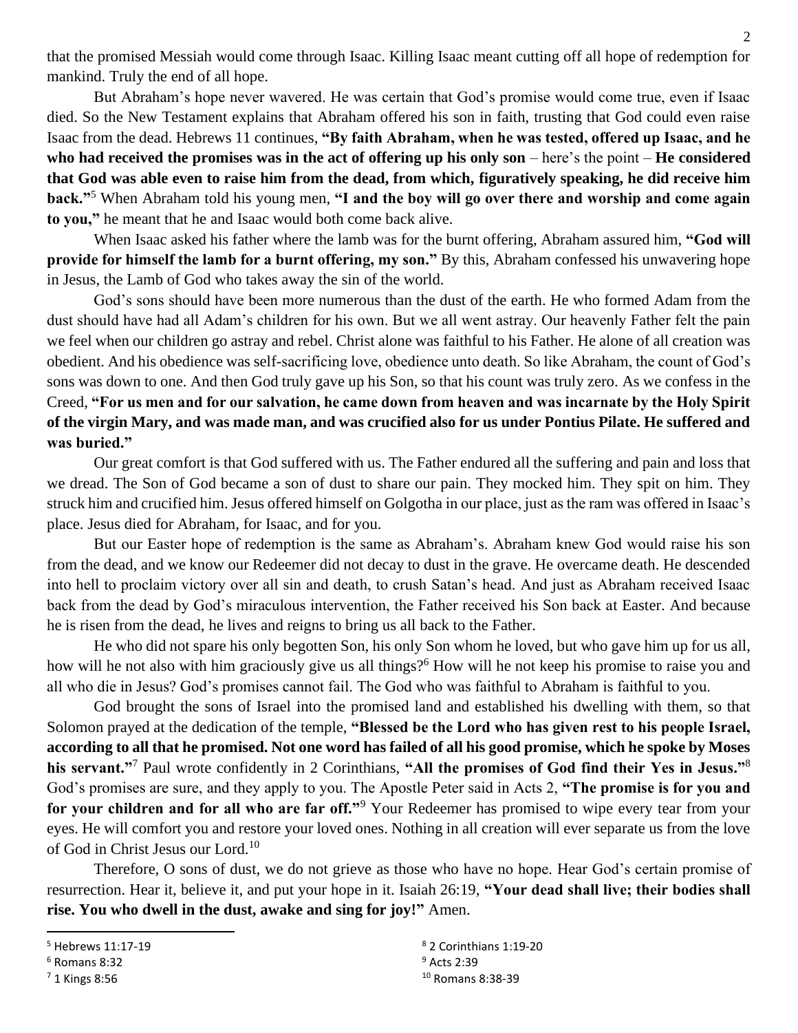that the promised Messiah would come through Isaac. Killing Isaac meant cutting off all hope of redemption for mankind. Truly the end of all hope.

But Abraham's hope never wavered. He was certain that God's promise would come true, even if Isaac died. So the New Testament explains that Abraham offered his son in faith, trusting that God could even raise Isaac from the dead. Hebrews 11 continues, **"By faith Abraham, when he was tested, offered up Isaac, and he who had received the promises was in the act of offering up his only son** – here's the point – **He considered that God was able even to raise him from the dead, from which, figuratively speaking, he did receive him back."**[5] When Abraham told his young men, **"I and the boy will go over there and worship and come again to you,"** he meant that he and Isaac would both come back alive.

When Isaac asked his father where the lamb was for the burnt offering, Abraham assured him, **"God will provide for himself the lamb for a burnt offering, my son."** By this, Abraham confessed his unwavering hope in Jesus, the Lamb of God who takes away the sin of the world.

God's sons should have been more numerous than the dust of the earth. He who formed Adam from the dust should have had all Adam's children for his own. But we all went astray. Our heavenly Father felt the pain we feel when our children go astray and rebel. Christ alone was faithful to his Father. He alone of all creation was obedient. And his obedience was self-sacrificing love, obedience unto death. So like Abraham, the count of God's sons was down to one. And then God truly gave up his Son, so that his count was truly zero. As we confess in the Creed, **"For us men and for our salvation, he came down from heaven and was incarnate by the Holy Spirit of the virgin Mary, and was made man, and was crucified also for us under Pontius Pilate. He suffered and was buried."**

Our great comfort is that God suffered with us. The Father endured all the suffering and pain and loss that we dread. The Son of God became a son of dust to share our pain. They mocked him. They spit on him. They struck him and crucified him. Jesus offered himself on Golgotha in our place, just as the ram was offered in Isaac's place. Jesus died for Abraham, for Isaac, and for you.

But our Easter hope of redemption is the same as Abraham's. Abraham knew God would raise his son from the dead, and we know our Redeemer did not decay to dust in the grave. He overcame death. He descended into hell to proclaim victory over all sin and death, to crush Satan's head. And just as Abraham received Isaac back from the dead by God's miraculous intervention, the Father received his Son back at Easter. And because he is risen from the dead, he lives and reigns to bring us all back to the Father.

He who did not spare his only begotten Son, his only Son whom he loved, but who gave him up for us all, how will he not also with him graciously give us all things?[6] How will he not keep his promise to raise you and all who die in Jesus? God's promises cannot fail. The God who was faithful to Abraham is faithful to you.

God brought the sons of Israel into the promised land and established his dwelling with them, so that Solomon prayed at the dedication of the temple, **"Blessed be the Lord who has given rest to his people Israel, according to all that he promised. Not one word has failed of all his good promise, which he spoke by Moses his servant."**[7] Paul wrote confidently in 2 Corinthians, **"All the promises of God find their Yes in Jesus."**[8] God's promises are sure, and they apply to you. The Apostle Peter said in Acts 2, **"The promise is for you and for your children and for all who are far off."**[9] Your Redeemer has promised to wipe every tear from your eyes. He will comfort you and restore your loved ones. Nothing in all creation will ever separate us from the love of God in Christ Jesus our Lord.[10]

Therefore, O sons of dust, we do not grieve as those who have no hope. Hear God's certain promise of resurrection. Hear it, believe it, and put your hope in it. Isaiah 26:19, **"Your dead shall live; their bodies shall rise. You who dwell in the dust, awake and sing for joy!"** Amen.

---

[5] Hebrews 11:17-19

[6] Romans 8:32

[7] 1 Kings 8:56

[8] 2 Corinthians 1:19-20

[9] Acts 2:39

[10] Romans 8:38-39